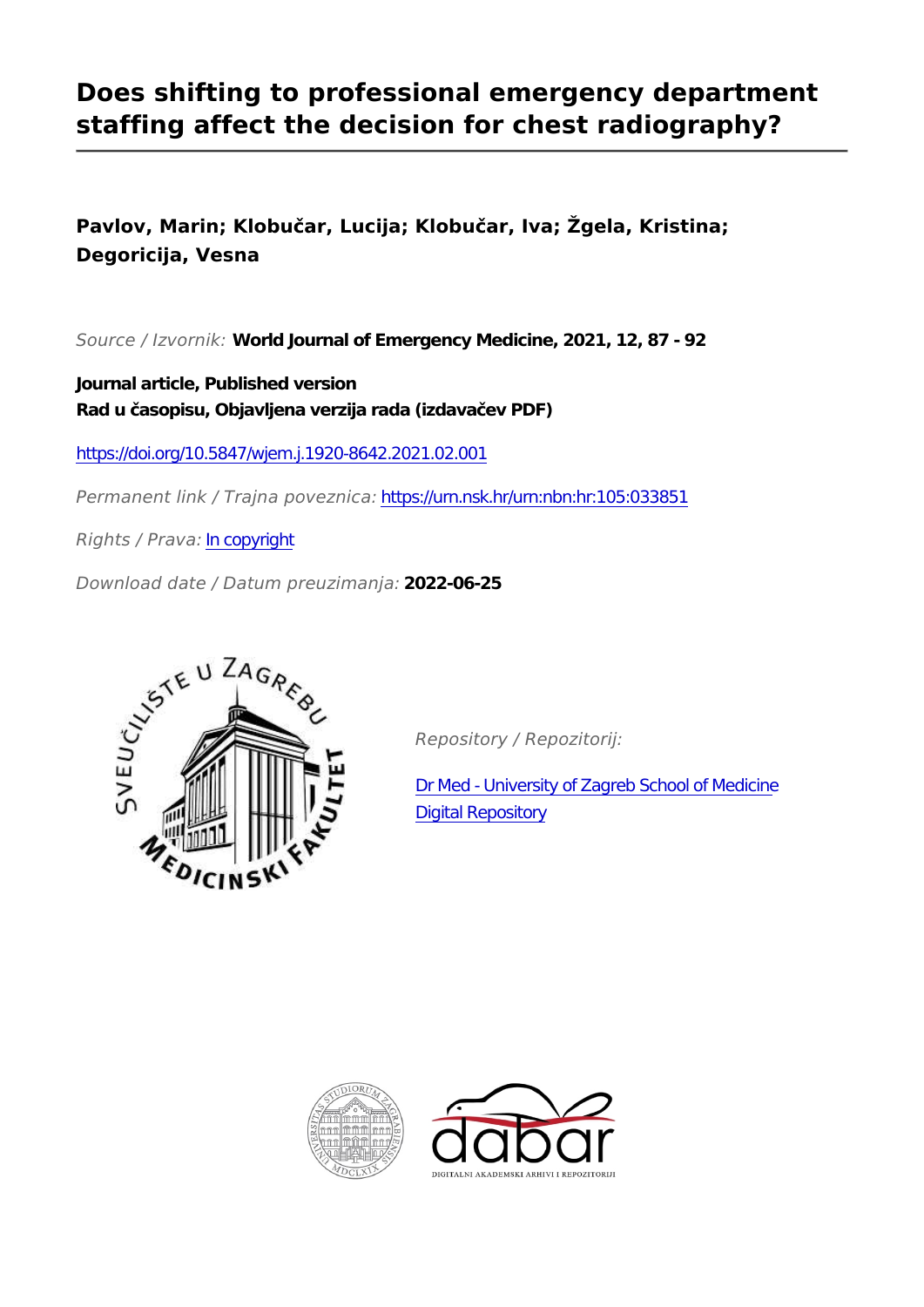# Does shifting to professional emergency department staffing affect the decision for chest radiography?

**Pavlov, Marin; Klobučar, Lucija; Klobučar, Iva; Žgela, Kristina; Degoricija, Vesna**

*Source / Izvornik:* **World Journal of Emergency Medicine, 2021, 12, 87 - 92**

**Journal article, Published version**
**Rad u časopisu, Objavljena verzija rada (izdavačev PDF)**

https://doi.org/10.5847/wjem.j.1920-8642.2021.02.001

*Permanent link / Trajna poveznica:* https://urn.nsk.hr/urn:nbn:hr:105:033851

*Rights / Prava:* In copyright

*Download date / Datum preuzimanja:* **2022-06-25**

*Repository / Repozitorij:*

Dr Med - University of Zagreb School of Medicine Digital Repository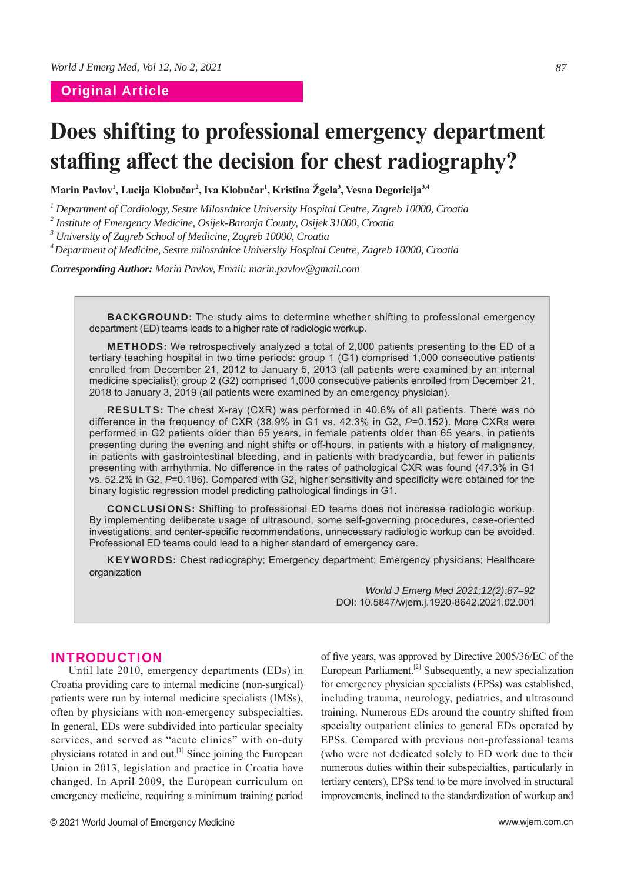## Original Article

# Does shifting to professional emergency department staffing affect the decision for chest radiography?

**Marin Pavlov[1], Lucija Klobučar[2], Iva Klobučar[1], Kristina Žgela[3], Vesna Degoricija[3,4]**

[1] *Department of Cardiology, Sestre Milosrdnice University Hospital Centre, Zagreb 10000, Croatia*
[2] *Institute of Emergency Medicine, Osijek-Baranja County, Osijek 31000, Croatia*
[3] *University of Zagreb School of Medicine, Zagreb 10000, Croatia*
[4] *Department of Medicine, Sestre milosrdnice University Hospital Centre, Zagreb 10000, Croatia*

***Corresponding Author:*** *Marin Pavlov, Email: marin.pavlov@gmail.com*

**BACKGROUND:** The study aims to determine whether shifting to professional emergency department (ED) teams leads to a higher rate of radiologic workup.

**METHODS:** We retrospectively analyzed a total of 2,000 patients presenting to the ED of a tertiary teaching hospital in two time periods: group 1 (G1) comprised 1,000 consecutive patients enrolled from December 21, 2012 to January 5, 2013 (all patients were examined by an internal medicine specialist); group 2 (G2) comprised 1,000 consecutive patients enrolled from December 21, 2018 to January 3, 2019 (all patients were examined by an emergency physician).

**RESULTS:** The chest X-ray (CXR) was performed in 40.6% of all patients. There was no difference in the frequency of CXR (38.9% in G1 vs. 42.3% in G2, $P$=0.152). More CXRs were performed in G2 patients older than 65 years, in female patients older than 65 years, in patients presenting during the evening and night shifts or off-hours, in patients with a history of malignancy, in patients with gastrointestinal bleeding, and in patients with bradycardia, but fewer in patients presenting with arrhythmia. No difference in the rates of pathological CXR was found (47.3% in G1 vs. 52.2% in G2, $P$=0.186). Compared with G2, higher sensitivity and specificity were obtained for the binary logistic regression model predicting pathological findings in G1.

**CONCLUSIONS:** Shifting to professional ED teams does not increase radiologic workup. By implementing deliberate usage of ultrasound, some self-governing procedures, case-oriented investigations, and center-specific recommendations, unnecessary radiologic workup can be avoided. Professional ED teams could lead to a higher standard of emergency care.

**KEYWORDS:** Chest radiography; Emergency department; Emergency physicians; Healthcare organization

*World J Emerg Med 2021;12(2):87–92*
DOI: 10.5847/wjem.j.1920-8642.2021.02.001

## INTRODUCTION

Until late 2010, emergency departments (EDs) in Croatia providing care to internal medicine (non-surgical) patients were run by internal medicine specialists (IMSs), often by physicians with non-emergency subspecialties. In general, EDs were subdivided into particular specialty services, and served as "acute clinics" with on-duty physicians rotated in and out.[1] Since joining the European Union in 2013, legislation and practice in Croatia have changed. In April 2009, the European curriculum on emergency medicine, requiring a minimum training period of five years, was approved by Directive 2005/36/EC of the European Parliament.[2] Subsequently, a new specialization for emergency physician specialists (EPSs) was established, including trauma, neurology, pediatrics, and ultrasound training. Numerous EDs around the country shifted from specialty outpatient clinics to general EDs operated by EPSs. Compared with previous non-professional teams (who were not dedicated solely to ED work due to their numerous duties within their subspecialties, particularly in tertiary centers), EPSs tend to be more involved in structural improvements, inclined to the standardization of workup and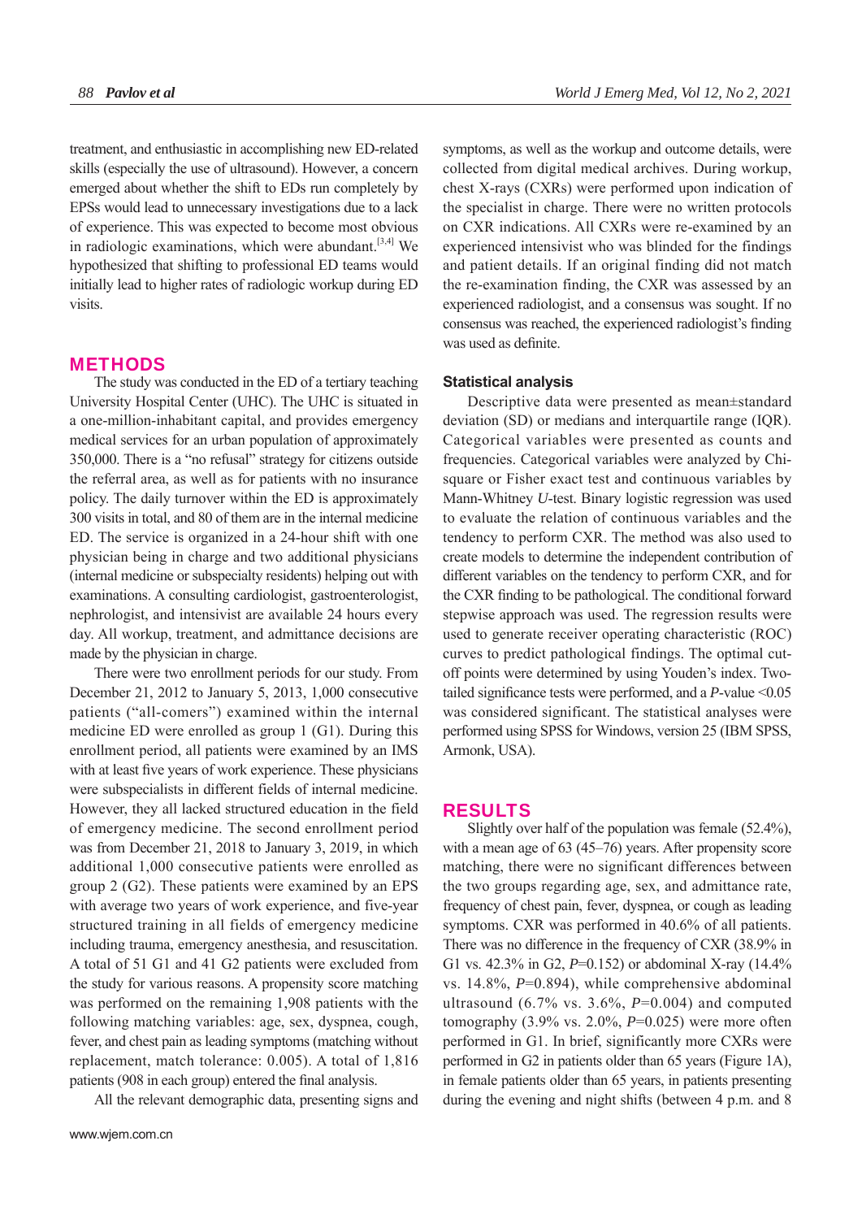treatment, and enthusiastic in accomplishing new ED-related skills (especially the use of ultrasound). However, a concern emerged about whether the shift to EDs run completely by EPSs would lead to unnecessary investigations due to a lack of experience. This was expected to become most obvious in radiologic examinations, which were abundant.[3,4] We hypothesized that shifting to professional ED teams would initially lead to higher rates of radiologic workup during ED visits.

## METHODS

The study was conducted in the ED of a tertiary teaching University Hospital Center (UHC). The UHC is situated in a one-million-inhabitant capital, and provides emergency medical services for an urban population of approximately 350,000. There is a "no refusal" strategy for citizens outside the referral area, as well as for patients with no insurance policy. The daily turnover within the ED is approximately 300 visits in total, and 80 of them are in the internal medicine ED. The service is organized in a 24-hour shift with one physician being in charge and two additional physicians (internal medicine or subspecialty residents) helping out with examinations. A consulting cardiologist, gastroenterologist, nephrologist, and intensivist are available 24 hours every day. All workup, treatment, and admittance decisions are made by the physician in charge.

There were two enrollment periods for our study. From December 21, 2012 to January 5, 2013, 1,000 consecutive patients ("all-comers") examined within the internal medicine ED were enrolled as group 1 (G1). During this enrollment period, all patients were examined by an IMS with at least five years of work experience. These physicians were subspecialists in different fields of internal medicine. However, they all lacked structured education in the field of emergency medicine. The second enrollment period was from December 21, 2018 to January 3, 2019, in which additional 1,000 consecutive patients were enrolled as group 2 (G2). These patients were examined by an EPS with average two years of work experience, and five-year structured training in all fields of emergency medicine including trauma, emergency anesthesia, and resuscitation. A total of 51 G1 and 41 G2 patients were excluded from the study for various reasons. A propensity score matching was performed on the remaining 1,908 patients with the following matching variables: age, sex, dyspnea, cough, fever, and chest pain as leading symptoms (matching without replacement, match tolerance: 0.005). A total of 1,816 patients (908 in each group) entered the final analysis.

All the relevant demographic data, presenting signs and symptoms, as well as the workup and outcome details, were collected from digital medical archives. During workup, chest X-rays (CXRs) were performed upon indication of the specialist in charge. There were no written protocols on CXR indications. All CXRs were re-examined by an experienced intensivist who was blinded for the findings and patient details. If an original finding did not match the re-examination finding, the CXR was assessed by an experienced radiologist, and a consensus was sought. If no consensus was reached, the experienced radiologist's finding was used as definite.

### Statistical analysis

Descriptive data were presented as mean±standard deviation (SD) or medians and interquartile range (IQR). Categorical variables were presented as counts and frequencies. Categorical variables were analyzed by Chi-square or Fisher exact test and continuous variables by Mann-Whitney *U*-test. Binary logistic regression was used to evaluate the relation of continuous variables and the tendency to perform CXR. The method was also used to create models to determine the independent contribution of different variables on the tendency to perform CXR, and for the CXR finding to be pathological. The conditional forward stepwise approach was used. The regression results were used to generate receiver operating characteristic (ROC) curves to predict pathological findings. The optimal cut-off points were determined by using Youden's index. Two-tailed significance tests were performed, and a $P$-value <0.05 was considered significant. The statistical analyses were performed using SPSS for Windows, version 25 (IBM SPSS, Armonk, USA).

## RESULTS

Slightly over half of the population was female (52.4%), with a mean age of 63 (45–76) years. After propensity score matching, there were no significant differences between the two groups regarding age, sex, and admittance rate, frequency of chest pain, fever, dyspnea, or cough as leading symptoms. CXR was performed in 40.6% of all patients. There was no difference in the frequency of CXR (38.9% in G1 vs. 42.3% in G2, $P$=0.152) or abdominal X-ray (14.4% vs. 14.8%, $P$=0.894), while comprehensive abdominal ultrasound (6.7% vs. 3.6%, $P$=0.004) and computed tomography (3.9% vs. 2.0%, $P$=0.025) were more often performed in G1. In brief, significantly more CXRs were performed in G2 in patients older than 65 years (Figure 1A), in female patients older than 65 years, in patients presenting during the evening and night shifts (between 4 p.m. and 8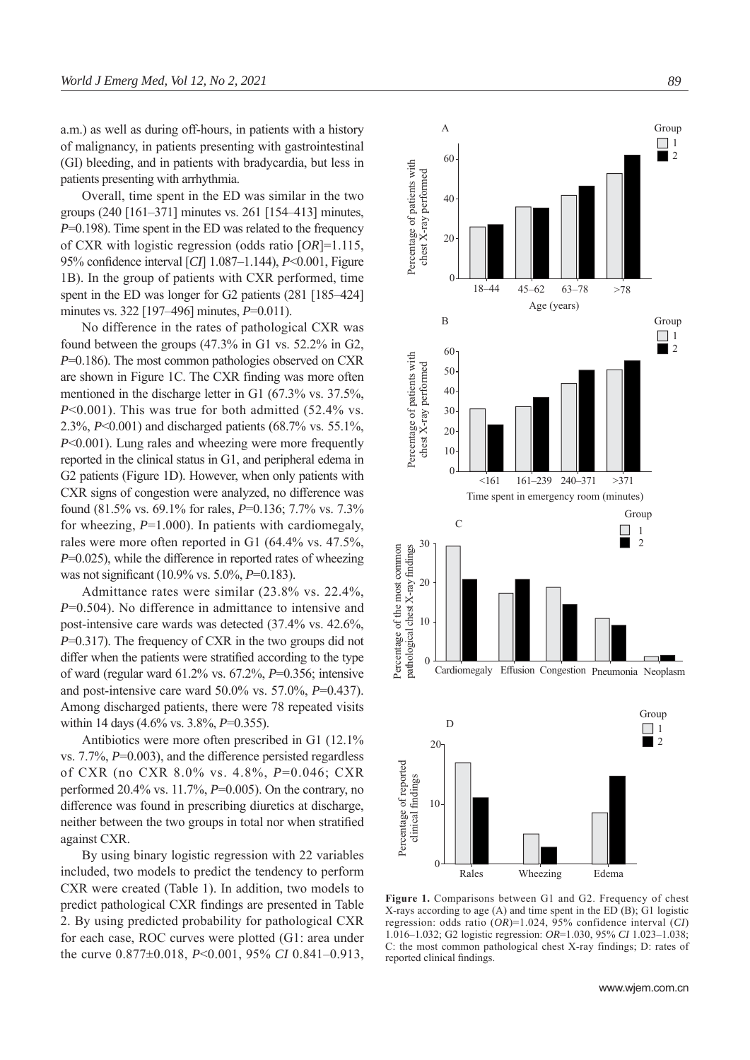a.m.) as well as during off-hours, in patients with a history of malignancy, in patients presenting with gastrointestinal (GI) bleeding, and in patients with bradycardia, but less in patients presenting with arrhythmia.

Overall, time spent in the ED was similar in the two groups (240 [161–371] minutes vs. 261 [154–413] minutes, *P*=0.198). Time spent in the ED was related to the frequency of CXR with logistic regression (odds ratio [*OR*]=1.115, 95% confidence interval [*CI*] 1.087–1.144), *P*<0.001, Figure 1B). In the group of patients with CXR performed, time spent in the ED was longer for G2 patients (281 [185–424] minutes vs. 322 [197–496] minutes, *P*=0.011).

No difference in the rates of pathological CXR was found between the groups (47.3% in G1 vs. 52.2% in G2, *P*=0.186). The most common pathologies observed on CXR are shown in Figure 1C. The CXR finding was more often mentioned in the discharge letter in G1 (67.3% vs. 37.5%, *P*<0.001). This was true for both admitted (52.4% vs. 2.3%, *P*<0.001) and discharged patients (68.7% vs. 55.1%, *P*<0.001). Lung rales and wheezing were more frequently reported in the clinical status in G1, and peripheral edema in G2 patients (Figure 1D). However, when only patients with CXR signs of congestion were analyzed, no difference was found (81.5% vs. 69.1% for rales, *P*=0.136; 7.7% vs. 7.3% for wheezing, *P*=1.000). In patients with cardiomegaly, rales were more often reported in G1 (64.4% vs. 47.5%, *P*=0.025), while the difference in reported rates of wheezing was not significant (10.9% vs. 5.0%, *P*=0.183).

Admittance rates were similar (23.8% vs. 22.4%, *P*=0.504). No difference in admittance to intensive and post-intensive care wards was detected (37.4% vs. 42.6%, *P*=0.317). The frequency of CXR in the two groups did not differ when the patients were stratified according to the type of ward (regular ward 61.2% vs. 67.2%, *P*=0.356; intensive and post-intensive care ward 50.0% vs. 57.0%, *P*=0.437). Among discharged patients, there were 78 repeated visits within 14 days (4.6% vs. 3.8%, *P*=0.355).

Antibiotics were more often prescribed in G1 (12.1% vs. 7.7%, *P*=0.003), and the difference persisted regardless of CXR (no CXR 8.0% vs. 4.8%, *P*=0.046; CXR performed 20.4% vs. 11.7%, *P*=0.005). On the contrary, no difference was found in prescribing diuretics at discharge, neither between the two groups in total nor when stratified against CXR.

By using binary logistic regression with 22 variables included, two models to predict the tendency to perform CXR were created (Table 1). In addition, two models to predict pathological CXR findings are presented in Table 2. By using predicted probability for pathological CXR for each case, ROC curves were plotted (G1: area under the curve 0.877±0.018, *P*<0.001, 95% *CI* 0.841–0.913,

**Figure 1.** Comparisons between G1 and G2. Frequency of chest X-rays according to age (A) and time spent in the ED (B); G1 logistic regression: odds ratio (*OR*)=1.024, 95% confidence interval (*CI*) 1.016–1.032; G2 logistic regression: *OR*=1.030, 95% *CI* 1.023–1.038; C: the most common pathological chest X-ray findings; D: rates of reported clinical findings.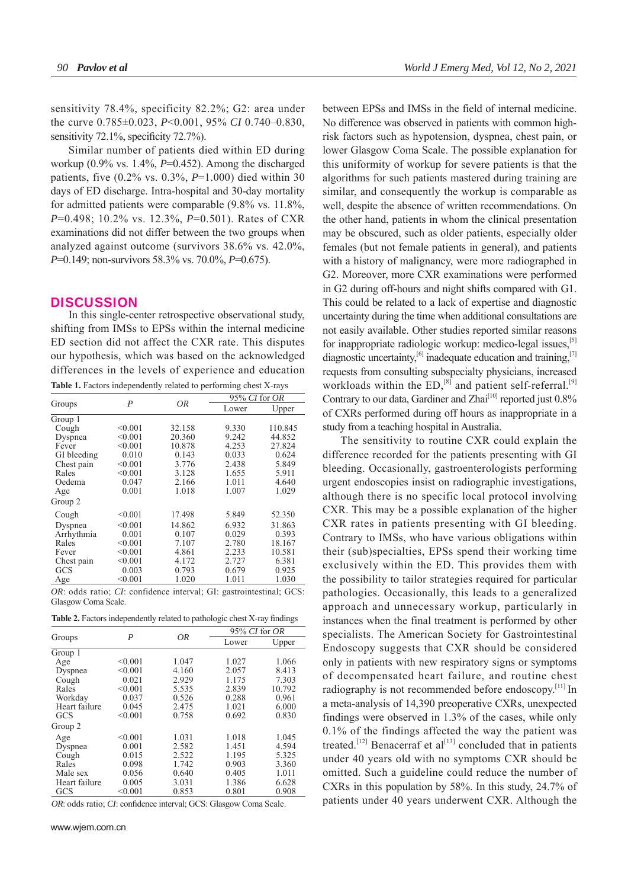sensitivity 78.4%, specificity 82.2%; G2: area under the curve 0.785±0.023, $P$<0.001, 95% $CI$ 0.740–0.830, sensitivity 72.1%, specificity 72.7%).

Similar number of patients died within ED during workup (0.9% vs. 1.4%, $P$=0.452). Among the discharged patients, five (0.2% vs. 0.3%, $P$=1.000) died within 30 days of ED discharge. Intra-hospital and 30-day mortality for admitted patients were comparable (9.8% vs. 11.8%, $P$=0.498; 10.2% vs. 12.3%, $P$=0.501). Rates of CXR examinations did not differ between the two groups when analyzed against outcome (survivors 38.6% vs. 42.0%, $P$=0.149; non-survivors 58.3% vs. 70.0%, $P$=0.675).

## DISCUSSION

In this single-center retrospective observational study, shifting from IMSs to EPSs within the internal medicine ED section did not affect the CXR rate. This disputes our hypothesis, which was based on the acknowledged differences in the levels of experience and education between EPSs and IMSs in the field of internal medicine. No difference was observed in patients with common high-risk factors such as hypotension, dyspnea, chest pain, or lower Glasgow Coma Scale. The possible explanation for this uniformity of workup for severe patients is that the algorithms for such patients mastered during training are similar, and consequently the workup is comparable as well, despite the absence of written recommendations. On the other hand, patients in whom the clinical presentation may be obscured, such as older patients, especially older females (but not female patients in general), and patients with a history of malignancy, were more radiographed in G2. Moreover, more CXR examinations were performed in G2 during off-hours and night shifts compared with G1. This could be related to a lack of expertise and diagnostic uncertainty during the time when additional consultations are not easily available. Other studies reported similar reasons for inappropriate radiologic workup: medico-legal issues,[5] diagnostic uncertainty,[6] inadequate education and training,[7] requests from consulting subspecialty physicians, increased workloads within the ED,[8] and patient self-referral.[9] Contrary to our data, Gardiner and Zhai[10] reported just 0.8% of CXRs performed during off hours as inappropriate in a study from a teaching hospital in Australia.

**Table 1.** Factors independently related to performing chest X-rays

| Groups | $P$ | $OR$ | 95% $CI$ for $OR$ | |
|---|---|---|---|---|
| | | | Lower | Upper |
| Group 1 | | | | |
| Cough | <0.001 | 32.158 | 9.330 | 110.845 |
| Dyspnea | <0.001 | 20.360 | 9.242 | 44.852 |
| Fever | <0.001 | 10.878 | 4.253 | 27.824 |
| GI bleeding | 0.010 | 0.143 | 0.033 | 0.624 |
| Chest pain | <0.001 | 3.776 | 2.438 | 5.849 |
| Rales | <0.001 | 3.128 | 1.655 | 5.911 |
| Oedema | 0.047 | 2.166 | 1.011 | 4.640 |
| Age | 0.001 | 1.018 | 1.007 | 1.029 |
| Group 2 | | | | |
| Cough | <0.001 | 17.498 | 5.849 | 52.350 |
| Dyspnea | <0.001 | 14.862 | 6.932 | 31.863 |
| Arrhythmia | 0.001 | 0.107 | 0.029 | 0.393 |
| Rales | <0.001 | 7.107 | 2.780 | 18.167 |
| Fever | <0.001 | 4.861 | 2.233 | 10.581 |
| Chest pain | <0.001 | 4.172 | 2.727 | 6.381 |
| GCS | 0.003 | 0.793 | 0.679 | 0.925 |
| Age | <0.001 | 1.020 | 1.011 | 1.030 |

$OR$: odds ratio; $CI$: confidence interval; GI: gastrointestinal; GCS: Glasgow Coma Scale.

**Table 2.** Factors independently related to pathologic chest X-ray findings

| Groups | $P$ | $OR$ | 95% $CI$ for $OR$ | |
|---|---|---|---|---|
| | | | Lower | Upper |
| Group 1 | | | | |
| Age | <0.001 | 1.047 | 1.027 | 1.066 |
| Dyspnea | <0.001 | 4.160 | 2.057 | 8.413 |
| Cough | 0.021 | 2.929 | 1.175 | 7.303 |
| Rales | <0.001 | 5.535 | 2.839 | 10.792 |
| Workday | 0.037 | 0.526 | 0.288 | 0.961 |
| Heart failure | 0.045 | 2.475 | 1.021 | 6.000 |
| GCS | <0.001 | 0.758 | 0.692 | 0.830 |
| Group 2 | | | | |
| Age | <0.001 | 1.031 | 1.018 | 1.045 |
| Dyspnea | 0.001 | 2.582 | 1.451 | 4.594 |
| Cough | 0.015 | 2.522 | 1.195 | 5.325 |
| Rales | 0.098 | 1.742 | 0.903 | 3.360 |
| Male sex | 0.056 | 0.640 | 0.405 | 1.011 |
| Heart failure | 0.005 | 3.031 | 1.386 | 6.628 |
| GCS | <0.001 | 0.853 | 0.801 | 0.908 |

$OR$: odds ratio; $CI$: confidence interval; GCS: Glasgow Coma Scale.

The sensitivity to routine CXR could explain the difference recorded for the patients presenting with GI bleeding. Occasionally, gastroenterologists performing urgent endoscopies insist on radiographic investigations, although there is no specific local protocol involving CXR. This may be a possible explanation of the higher CXR rates in patients presenting with GI bleeding. Contrary to IMSs, who have various obligations within their (sub)specialties, EPSs spend their working time exclusively within the ED. This provides them with the possibility to tailor strategies required for particular pathologies. Occasionally, this leads to a generalized approach and unnecessary workup, particularly in instances when the final treatment is performed by other specialists. The American Society for Gastrointestinal Endoscopy suggests that CXR should be considered only in patients with new respiratory signs or symptoms of decompensated heart failure, and routine chest radiography is not recommended before endoscopy.[11] In a meta-analysis of 14,390 preoperative CXRs, unexpected findings were observed in 1.3% of the cases, while only 0.1% of the findings affected the way the patient was treated.[12] Benacerraf et al[13] concluded that in patients under 40 years old with no symptoms CXR should be omitted. Such a guideline could reduce the number of CXRs in this population by 58%. In this study, 24.7% of patients under 40 years underwent CXR. Although the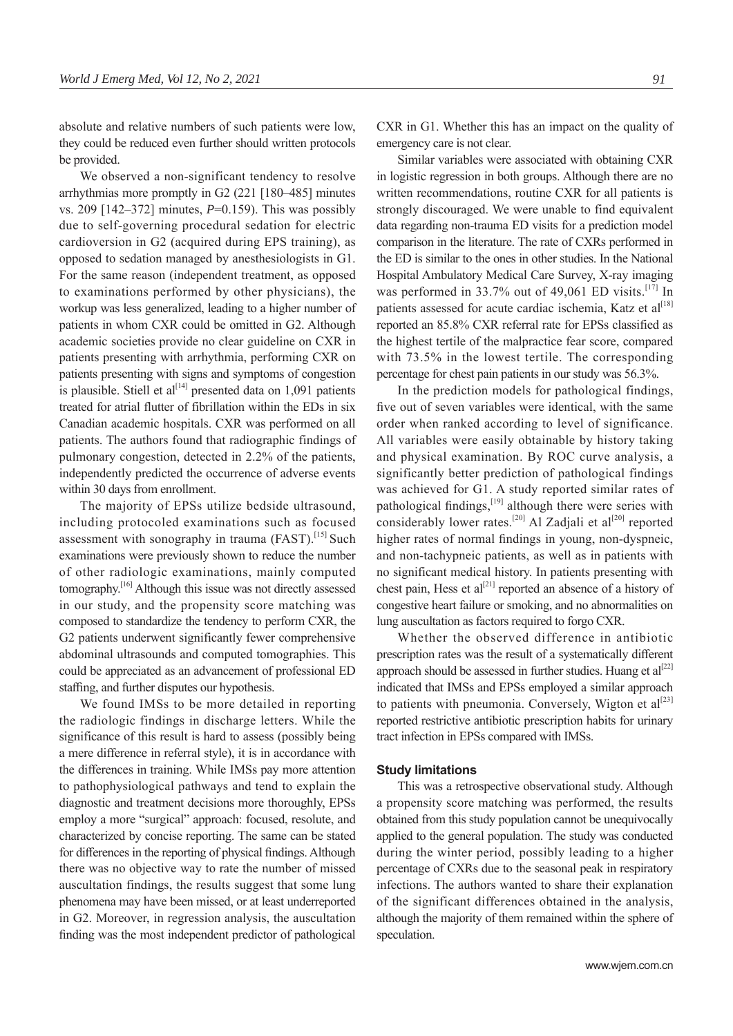absolute and relative numbers of such patients were low, they could be reduced even further should written protocols be provided.

We observed a non-significant tendency to resolve arrhythmias more promptly in G2 (221 [180–485] minutes vs. 209 [142–372] minutes, $P$=0.159). This was possibly due to self-governing procedural sedation for electric cardioversion in G2 (acquired during EPS training), as opposed to sedation managed by anesthesiologists in G1. For the same reason (independent treatment, as opposed to examinations performed by other physicians), the workup was less generalized, leading to a higher number of patients in whom CXR could be omitted in G2. Although academic societies provide no clear guideline on CXR in patients presenting with arrhythmia, performing CXR on patients presenting with signs and symptoms of congestion is plausible. Stiell et al[14] presented data on 1,091 patients treated for atrial flutter of fibrillation within the EDs in six Canadian academic hospitals. CXR was performed on all patients. The authors found that radiographic findings of pulmonary congestion, detected in 2.2% of the patients, independently predicted the occurrence of adverse events within 30 days from enrollment.

The majority of EPSs utilize bedside ultrasound, including protocoled examinations such as focused assessment with sonography in trauma (FAST).[15] Such examinations were previously shown to reduce the number of other radiologic examinations, mainly computed tomography.[16] Although this issue was not directly assessed in our study, and the propensity score matching was composed to standardize the tendency to perform CXR, the G2 patients underwent significantly fewer comprehensive abdominal ultrasounds and computed tomographies. This could be appreciated as an advancement of professional ED staffing, and further disputes our hypothesis.

We found IMSs to be more detailed in reporting the radiologic findings in discharge letters. While the significance of this result is hard to assess (possibly being a mere difference in referral style), it is in accordance with the differences in training. While IMSs pay more attention to pathophysiological pathways and tend to explain the diagnostic and treatment decisions more thoroughly, EPSs employ a more "surgical" approach: focused, resolute, and characterized by concise reporting. The same can be stated for differences in the reporting of physical findings. Although there was no objective way to rate the number of missed auscultation findings, the results suggest that some lung phenomena may have been missed, or at least underreported in G2. Moreover, in regression analysis, the auscultation finding was the most independent predictor of pathological CXR in G1. Whether this has an impact on the quality of emergency care is not clear.

Similar variables were associated with obtaining CXR in logistic regression in both groups. Although there are no written recommendations, routine CXR for all patients is strongly discouraged. We were unable to find equivalent data regarding non-trauma ED visits for a prediction model comparison in the literature. The rate of CXRs performed in the ED is similar to the ones in other studies. In the National Hospital Ambulatory Medical Care Survey, X-ray imaging was performed in 33.7% out of 49,061 ED visits.[17] In patients assessed for acute cardiac ischemia, Katz et al[18] reported an 85.8% CXR referral rate for EPSs classified as the highest tertile of the malpractice fear score, compared with 73.5% in the lowest tertile. The corresponding percentage for chest pain patients in our study was 56.3%.

In the prediction models for pathological findings, five out of seven variables were identical, with the same order when ranked according to level of significance. All variables were easily obtainable by history taking and physical examination. By ROC curve analysis, a significantly better prediction of pathological findings was achieved for G1. A study reported similar rates of pathological findings,[19] although there were series with considerably lower rates.[20] Al Zadjali et al[20] reported higher rates of normal findings in young, non-dyspneic, and non-tachypneic patients, as well as in patients with no significant medical history. In patients presenting with chest pain, Hess et al[21] reported an absence of a history of congestive heart failure or smoking, and no abnormalities on lung auscultation as factors required to forgo CXR.

Whether the observed difference in antibiotic prescription rates was the result of a systematically different approach should be assessed in further studies. Huang et al[22] indicated that IMSs and EPSs employed a similar approach to patients with pneumonia. Conversely, Wigton et al[23] reported restrictive antibiotic prescription habits for urinary tract infection in EPSs compared with IMSs.

### Study limitations

This was a retrospective observational study. Although a propensity score matching was performed, the results obtained from this study population cannot be unequivocally applied to the general population. The study was conducted during the winter period, possibly leading to a higher percentage of CXRs due to the seasonal peak in respiratory infections. The authors wanted to share their explanation of the significant differences obtained in the analysis, although the majority of them remained within the sphere of speculation.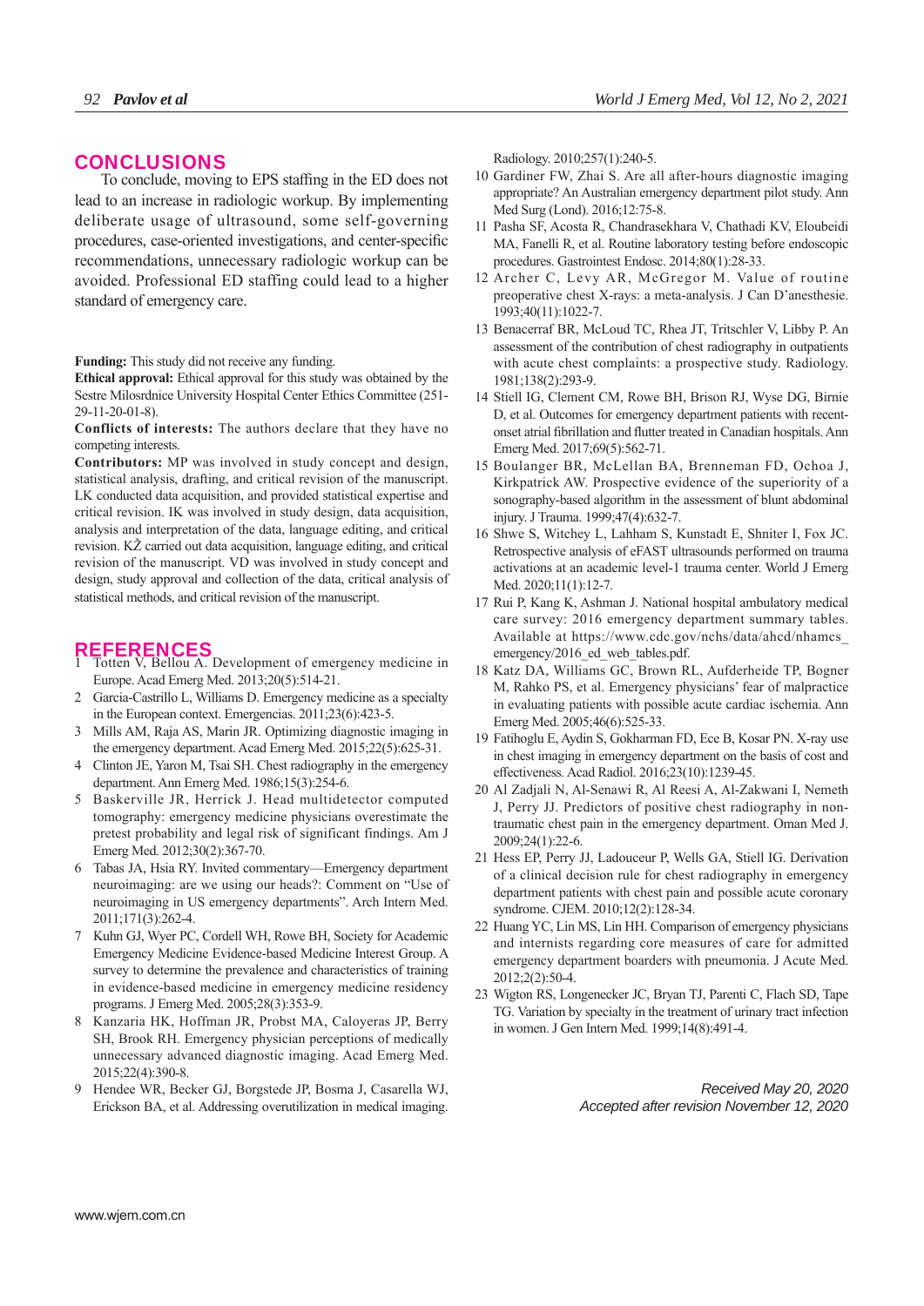## CONCLUSIONS

To conclude, moving to EPS staffing in the ED does not lead to an increase in radiologic workup. By implementing deliberate usage of ultrasound, some self-governing procedures, case-oriented investigations, and center-specific recommendations, unnecessary radiologic workup can be avoided. Professional ED staffing could lead to a higher standard of emergency care.

**Funding:** This study did not receive any funding.

**Ethical approval:** Ethical approval for this study was obtained by the Sestre Milosrdnice University Hospital Center Ethics Committee (251-29-11-20-01-8).

**Conflicts of interests:** The authors declare that they have no competing interests.

**Contributors:** MP was involved in study concept and design, statistical analysis, drafting, and critical revision of the manuscript. LK conducted data acquisition, and provided statistical expertise and critical revision. IK was involved in study design, data acquisition, analysis and interpretation of the data, language editing, and critical revision. KŽ carried out data acquisition, language editing, and critical revision of the manuscript. VD was involved in study concept and design, study approval and collection of the data, critical analysis of statistical methods, and critical revision of the manuscript.

## REFERENCES

1 Totten V, Bellou A. Development of emergency medicine in Europe. Acad Emerg Med. 2013;20(5):514-21.
2 Garcia-Castrillo L, Williams D. Emergency medicine as a specialty in the European context. Emergencias. 2011;23(6):423-5.
3 Mills AM, Raja AS, Marin JR. Optimizing diagnostic imaging in the emergency department. Acad Emerg Med. 2015;22(5):625-31.
4 Clinton JE, Yaron M, Tsai SH. Chest radiography in the emergency department. Ann Emerg Med. 1986;15(3):254-6.
5 Baskerville JR, Herrick J. Head multidetector computed tomography: emergency medicine physicians overestimate the pretest probability and legal risk of significant findings. Am J Emerg Med. 2012;30(2):367-70.
6 Tabas JA, Hsia RY. Invited commentary—Emergency department neuroimaging: are we using our heads?: Comment on "Use of neuroimaging in US emergency departments". Arch Intern Med. 2011;171(3):262-4.
7 Kuhn GJ, Wyer PC, Cordell WH, Rowe BH, Society for Academic Emergency Medicine Evidence-based Medicine Interest Group. A survey to determine the prevalence and characteristics of training in evidence-based medicine in emergency medicine residency programs. J Emerg Med. 2005;28(3):353-9.
8 Kanzaria HK, Hoffman JR, Probst MA, Caloyeras JP, Berry SH, Brook RH. Emergency physician perceptions of medically unnecessary advanced diagnostic imaging. Acad Emerg Med. 2015;22(4):390-8.
9 Hendee WR, Becker GJ, Borgstede JP, Bosma J, Casarella WJ, Erickson BA, et al. Addressing overutilization in medical imaging. Radiology. 2010;257(1):240-5.
10 Gardiner FW, Zhai S. Are all after-hours diagnostic imaging appropriate? An Australian emergency department pilot study. Ann Med Surg (Lond). 2016;12:75-8.
11 Pasha SF, Acosta R, Chandrasekhara V, Chathadi KV, Eloubeidi MA, Fanelli R, et al. Routine laboratory testing before endoscopic procedures. Gastrointest Endosc. 2014;80(1):28-33.
12 Archer C, Levy AR, McGregor M. Value of routine preoperative chest X-rays: a meta-analysis. J Can D'anesthesie. 1993;40(11):1022-7.
13 Benacerraf BR, McLoud TC, Rhea JT, Tritschler V, Libby P. An assessment of the contribution of chest radiography in outpatients with acute chest complaints: a prospective study. Radiology. 1981;138(2):293-9.
14 Stiell IG, Clement CM, Rowe BH, Brison RJ, Wyse DG, Birnie D, et al. Outcomes for emergency department patients with recent-onset atrial fibrillation and flutter treated in Canadian hospitals. Ann Emerg Med. 2017;69(5):562-71.
15 Boulanger BR, McLellan BA, Brenneman FD, Ochoa J, Kirkpatrick AW. Prospective evidence of the superiority of a sonography-based algorithm in the assessment of blunt abdominal injury. J Trauma. 1999;47(4):632-7.
16 Shwe S, Witchey L, Lahham S, Kunstadt E, Shniter I, Fox JC. Retrospective analysis of eFAST ultrasounds performed on trauma activations at an academic level-1 trauma center. World J Emerg Med. 2020;11(1):12-7.
17 Rui P, Kang K, Ashman J. National hospital ambulatory medical care survey: 2016 emergency department summary tables. Available at https://www.cdc.gov/nchs/data/ahcd/nhamcs_emergency/2016_ed_web_tables.pdf.
18 Katz DA, Williams GC, Brown RL, Aufderheide TP, Bogner M, Rahko PS, et al. Emergency physicians' fear of malpractice in evaluating patients with possible acute cardiac ischemia. Ann Emerg Med. 2005;46(6):525-33.
19 Fatihoglu E, Aydin S, Gokharman FD, Ece B, Kosar PN. X-ray use in chest imaging in emergency department on the basis of cost and effectiveness. Acad Radiol. 2016;23(10):1239-45.
20 Al Zadjali N, Al-Senawi R, Al Reesi A, Al-Zakwani I, Nemeth J, Perry JJ. Predictors of positive chest radiography in non-traumatic chest pain in the emergency department. Oman Med J. 2009;24(1):22-6.
21 Hess EP, Perry JJ, Ladouceur P, Wells GA, Stiell IG. Derivation of a clinical decision rule for chest radiography in emergency department patients with chest pain and possible acute coronary syndrome. CJEM. 2010;12(2):128-34.
22 Huang YC, Lin MS, Lin HH. Comparison of emergency physicians and internists regarding core measures of care for admitted emergency department boarders with pneumonia. J Acute Med. 2012;2(2):50-4.
23 Wigton RS, Longenecker JC, Bryan TJ, Parenti C, Flach SD, Tape TG. Variation by specialty in the treatment of urinary tract infection in women. J Gen Intern Med. 1999;14(8):491-4.

*Received May 20, 2020*
*Accepted after revision November 12, 2020*